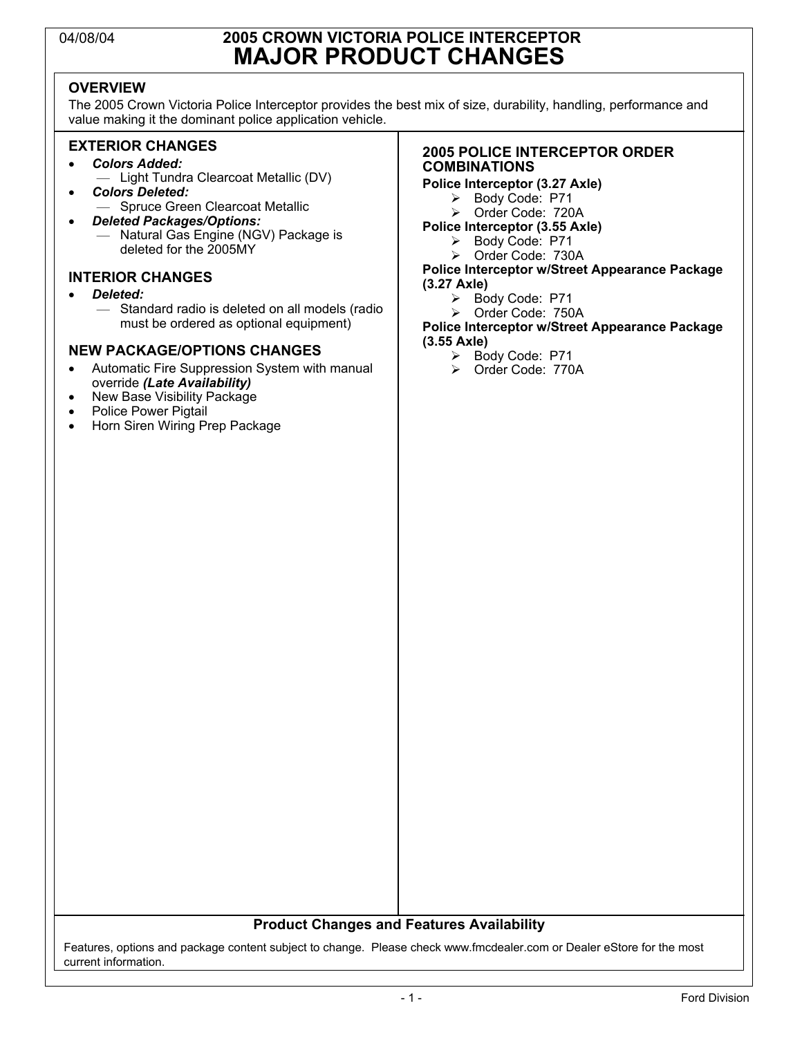04/08/04

# 2005 CROWN VICTORIA POLICE INTERCEPTOR
# MAJOR PRODUCT CHANGES

## OVERVIEW

The 2005 Crown Victoria Police Interceptor provides the best mix of size, durability, handling, performance and value making it the dominant police application vehicle.

## EXTERIOR CHANGES

- ***Colors Added:***
  - Light Tundra Clearcoat Metallic (DV)
- ***Colors Deleted:***
  - Spruce Green Clearcoat Metallic
- ***Deleted Packages/Options:***
  - Natural Gas Engine (NGV) Package is deleted for the 2005MY

## INTERIOR CHANGES

- ***Deleted:***
  - Standard radio is deleted on all models (radio must be ordered as optional equipment)

## NEW PACKAGE/OPTIONS CHANGES

- Automatic Fire Suppression System with manual override ***(Late Availability)***
- New Base Visibility Package
- Police Power Pigtail
- Horn Siren Wiring Prep Package

## 2005 POLICE INTERCEPTOR ORDER COMBINATIONS

**Police Interceptor (3.27 Axle)**
- Body Code: P71
- Order Code: 720A

**Police Interceptor (3.55 Axle)**
- Body Code: P71
- Order Code: 730A

**Police Interceptor w/Street Appearance Package (3.27 Axle)**
- Body Code: P71
- Order Code: 750A

**Police Interceptor w/Street Appearance Package (3.55 Axle)**
- Body Code: P71
- Order Code: 770A

### Product Changes and Features Availability

Features, options and package content subject to change. Please check www.fmcdealer.com or Dealer eStore for the most current information.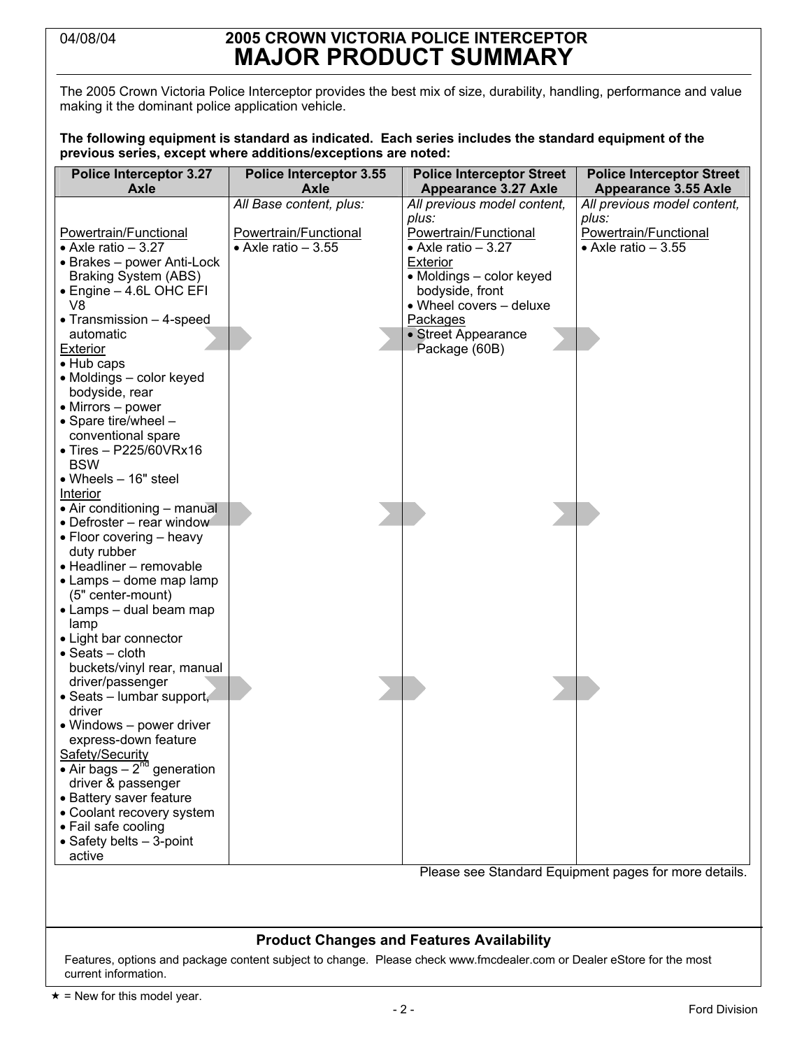04/08/04

# 2005 CROWN VICTORIA POLICE INTERCEPTOR
# MAJOR PRODUCT SUMMARY

The 2005 Crown Victoria Police Interceptor provides the best mix of size, durability, handling, performance and value making it the dominant police application vehicle.

**The following equipment is standard as indicated. Each series includes the standard equipment of the previous series, except where additions/exceptions are noted:**

| Police Interceptor 3.27 Axle | Police Interceptor 3.55 Axle | Police Interceptor Street Appearance 3.27 Axle | Police Interceptor Street Appearance 3.55 Axle |
|---|---|---|---|
| | *All Base content, plus:* | *All previous model content, plus:* | *All previous model content, plus:* |
| <u>Powertrain/Functional</u><br>• Axle ratio – 3.27<br>• Brakes – power Anti-Lock Braking System (ABS)<br>• Engine – 4.6L OHC EFI V8<br>• Transmission – 4-speed automatic<br><u>Exterior</u><br>• Hub caps<br>• Moldings – color keyed bodyside, rear<br>• Mirrors – power<br>• Spare tire/wheel – conventional spare<br>• Tires – P225/60VRx16 BSW<br>• Wheels – 16" steel<br><u>Interior</u><br>• Air conditioning – manual<br>• Defroster – rear window<br>• Floor covering – heavy duty rubber<br>• Headliner – removable<br>• Lamps – dome map lamp (5" center-mount)<br>• Lamps – dual beam map lamp<br>• Light bar connector<br>• Seats – cloth buckets/vinyl rear, manual driver/passenger<br>• Seats – lumbar support, driver<br>• Windows – power driver express-down feature<br><u>Safety/Security</u><br>• Air bags – 2nd generation driver & passenger<br>• Battery saver feature<br>• Coolant recovery system<br>• Fail safe cooling<br>• Safety belts – 3-point active | <u>Powertrain/Functional</u><br>• Axle ratio – 3.55 | <u>Powertrain/Functional</u><br>• Axle ratio – 3.27<br><u>Exterior</u><br>• Moldings – color keyed bodyside, front<br>• Wheel covers – deluxe<br><u>Packages</u><br>• Street Appearance Package (60B) | <u>Powertrain/Functional</u><br>• Axle ratio – 3.55 |

Please see Standard Equipment pages for more details.

## Product Changes and Features Availability

Features, options and package content subject to change. Please check www.fmcdealer.com or Dealer eStore for the most current information.

★ = New for this model year.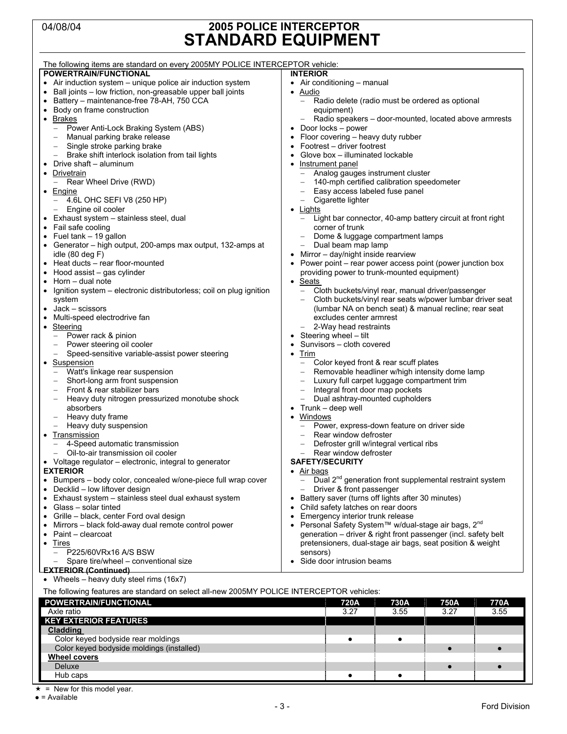# 2005 POLICE INTERCEPTOR
# STANDARD EQUIPMENT

04/08/04

The following items are standard on every 2005MY POLICE INTERCEPTOR vehicle:

## POWERTRAIN/FUNCTIONAL

- Air induction system – unique police air induction system
- Ball joints – low friction, non-greasable upper ball joints
- Battery – maintenance-free 78-AH, 750 CCA
- Body on frame construction
- Brakes
  - Power Anti-Lock Braking System (ABS)
  - Manual parking brake release
  - Single stroke parking brake
  - Brake shift interlock isolation from tail lights
- Drive shaft – aluminum
- Drivetrain
  - Rear Wheel Drive (RWD)
- Engine
  - 4.6L OHC SEFI V8 (250 HP)
  - Engine oil cooler
- Exhaust system – stainless steel, dual
- Fail safe cooling
- Fuel tank – 19 gallon
- Generator – high output, 200-amps max output, 132-amps at idle (80 deg F)
- Heat ducts – rear floor-mounted
- Hood assist – gas cylinder
- Horn – dual note
- Ignition system – electronic distributorless; coil on plug ignition system
- Jack – scissors
- Multi-speed electrodrive fan
- Steering
  - Power rack & pinion
  - Power steering oil cooler
  - Speed-sensitive variable-assist power steering
- Suspension
  - Watt's linkage rear suspension
  - Short-long arm front suspension
  - Front & rear stabilizer bars
  - Heavy duty nitrogen pressurized monotube shock absorbers
  - Heavy duty frame
  - Heavy duty suspension
- Transmission
  - 4-Speed automatic transmission
  - Oil-to-air transmission oil cooler
- Voltage regulator – electronic, integral to generator

## EXTERIOR

- Bumpers – body color, concealed w/one-piece full wrap cover
- Decklid – low liftover design
- Exhaust system – stainless steel dual exhaust system
- Glass – solar tinted
- Grille – black, center Ford oval design
- Mirrors – black fold-away dual remote control power
- Paint – clearcoat
- Tires
  - P225/60VRx16 A/S BSW
  - Spare tire/wheel – conventional size

## EXTERIOR (Continued)

- Wheels – heavy duty steel rims (16x7)

## INTERIOR

- Air conditioning – manual
- Audio
  - Radio delete (radio must be ordered as optional equipment)
  - Radio speakers – door-mounted, located above armrests
- Door locks – power
- Floor covering – heavy duty rubber
- Footrest – driver footrest
- Glove box – illuminated lockable
- Instrument panel
  - Analog gauges instrument cluster
  - 140-mph certified calibration speedometer
  - Easy access labeled fuse panel
  - Cigarette lighter
- Lights
  - Light bar connector, 40-amp battery circuit at front right corner of trunk
  - Dome & luggage compartment lamps
  - Dual beam map lamp
- Mirror – day/night inside rearview
- Power point – rear power access point (power junction box providing power to trunk-mounted equipment)
- Seats
  - Cloth buckets/vinyl rear, manual driver/passenger
  - Cloth buckets/vinyl rear seats w/power lumbar driver seat (lumbar NA on bench seat) & manual recline; rear seat excludes center armrest
  - 2-Way head restraints
- Steering wheel – tilt
- Sunvisors – cloth covered
- Trim
  - Color keyed front & rear scuff plates
  - Removable headliner w/high intensity dome lamp
  - Luxury full carpet luggage compartment trim
  - Integral front door map pockets
  - Dual ashtray-mounted cupholders
- Trunk – deep well
- Windows
  - Power, express-down feature on driver side
  - Rear window defroster
  - Defroster grill w/integral vertical ribs
  - Rear window defroster

## SAFETY/SECURITY

- Air bags
  - Dual 2nd generation front supplemental restraint system
  - Driver & front passenger
- Battery saver (turns off lights after 30 minutes)
- Child safety latches on rear doors
- Emergency interior trunk release
- Personal Safety System™ w/dual-stage air bags, 2nd generation – driver & right front passenger (incl. safety belt pretensioners, dual-stage air bags, seat position & weight sensors)
- Side door intrusion beams

The following features are standard on select all-new 2005MY POLICE INTERCEPTOR vehicles:

| POWERTRAIN/FUNCTIONAL | 720A | 730A | 750A | 770A |
|---|---|---|---|---|
| Axle ratio | 3.27 | 3.55 | 3.27 | 3.55 |
| **KEY EXTERIOR FEATURES** | | | | |
| **Cladding** | | | | |
| Color keyed bodyside rear moldings | ● | ● | | |
| Color keyed bodyside moldings (installed) | | | ● | ● |
| **Wheel covers** | | | | |
| Deluxe | | | ● | ● |
| Hub caps | ● | ● | | |

★ = New for this model year.
● = Available

Ford Division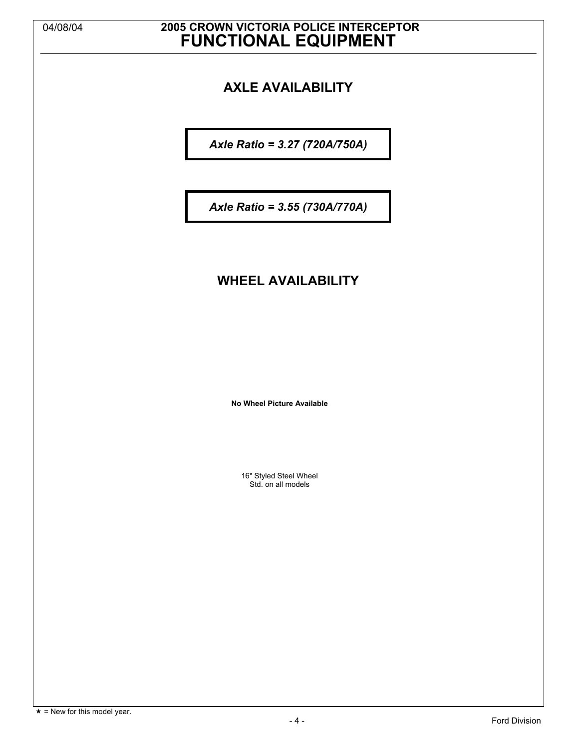# FUNCTIONAL EQUIPMENT

## AXLE AVAILABILITY

*Axle Ratio = 3.27 (720A/750A)*

*Axle Ratio = 3.55 (730A/770A)*

## WHEEL AVAILABILITY

**No Wheel Picture Available**

16" Styled Steel Wheel
Std. on all models

★ = New for this model year.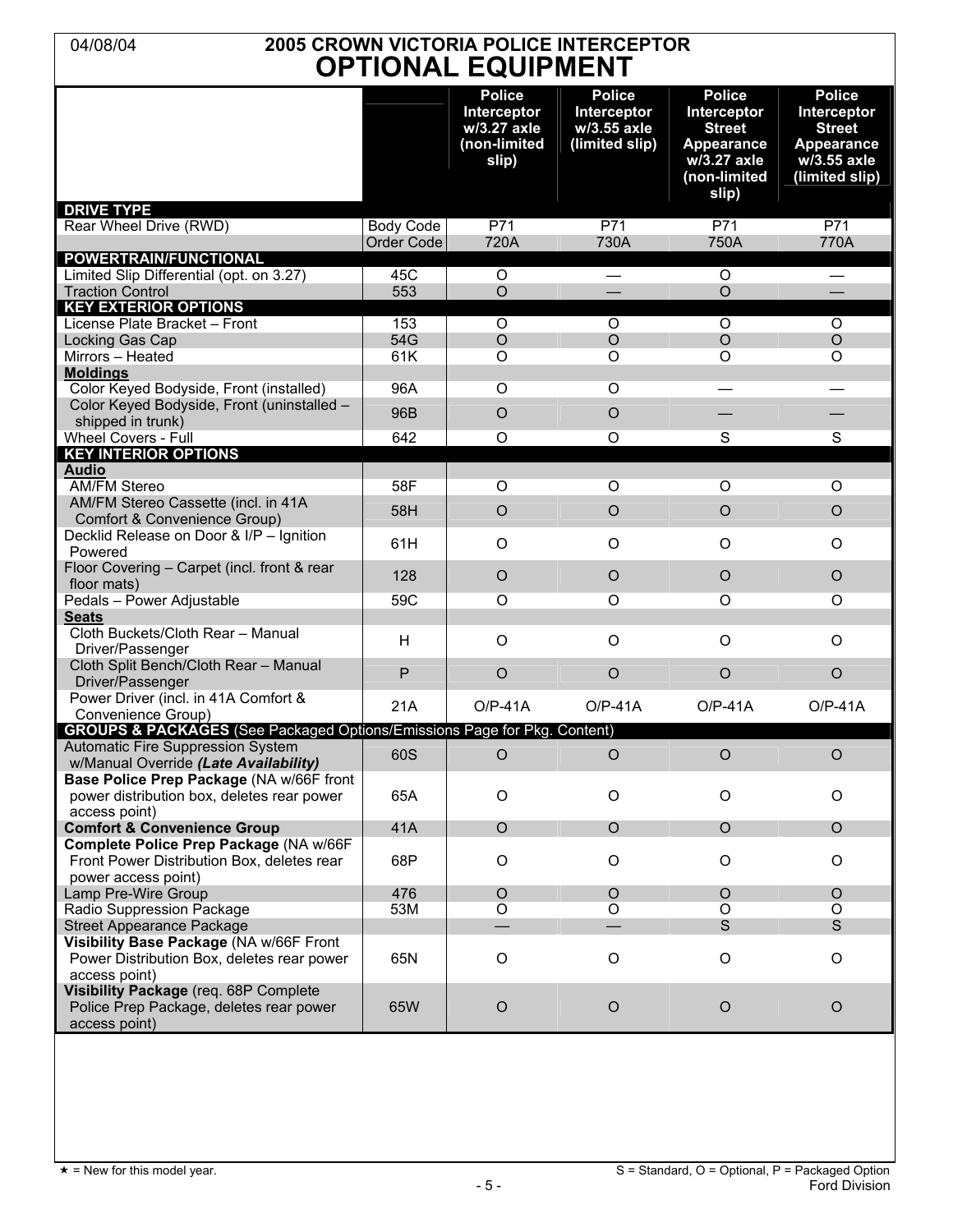04/08/04

# 2005 CROWN VICTORIA POLICE INTERCEPTOR
## OPTIONAL EQUIPMENT

| | | Police Interceptor w/3.27 axle (non-limited slip) | Police Interceptor w/3.55 axle (limited slip) | Police Interceptor Street Appearance w/3.27 axle (non-limited slip) | Police Interceptor Street Appearance w/3.55 axle (limited slip) |
|---|---|---|---|---|---|
| **DRIVE TYPE** | | | | | |
| Rear Wheel Drive (RWD) | Body Code | P71 | P71 | P71 | P71 |
| | Order Code | 720A | 730A | 750A | 770A |
| **POWERTRAIN/FUNCTIONAL** | | | | | |
| Limited Slip Differential (opt. on 3.27) | 45C | O | — | O | — |
| Traction Control | 553 | O | — | O | — |
| **KEY EXTERIOR OPTIONS** | | | | | |
| License Plate Bracket – Front | 153 | O | O | O | O |
| Locking Gas Cap | 54G | O | O | O | O |
| Mirrors – Heated | 61K | O | O | O | O |
| **Moldings** | | | | | |
| Color Keyed Bodyside, Front (installed) | 96A | O | O | — | — |
| Color Keyed Bodyside, Front (uninstalled – shipped in trunk) | 96B | O | O | — | — |
| Wheel Covers - Full | 642 | O | O | S | S |
| **KEY INTERIOR OPTIONS** | | | | | |
| **Audio** | | | | | |
| AM/FM Stereo | 58F | O | O | O | O |
| AM/FM Stereo Cassette (incl. in 41A Comfort & Convenience Group) | 58H | O | O | O | O |
| Decklid Release on Door & I/P – Ignition Powered | 61H | O | O | O | O |
| Floor Covering – Carpet (incl. front & rear floor mats) | 128 | O | O | O | O |
| Pedals – Power Adjustable | 59C | O | O | O | O |
| **Seats** | | | | | |
| Cloth Buckets/Cloth Rear – Manual Driver/Passenger | H | O | O | O | O |
| Cloth Split Bench/Cloth Rear – Manual Driver/Passenger | P | O | O | O | O |
| Power Driver (incl. in 41A Comfort & Convenience Group) | 21A | O/P-41A | O/P-41A | O/P-41A | O/P-41A |
| **GROUPS & PACKAGES** (See Packaged Options/Emissions Page for Pkg. Content) | | | | | |
| Automatic Fire Suppression System w/Manual Override ***(Late Availability)*** | 60S | O | O | O | O |
| **Base Police Prep Package** (NA w/66F front power distribution box, deletes rear power access point) | 65A | O | O | O | O |
| **Comfort & Convenience Group** | 41A | O | O | O | O |
| **Complete Police Prep Package** (NA w/66F Front Power Distribution Box, deletes rear power access point) | 68P | O | O | O | O |
| Lamp Pre-Wire Group | 476 | O | O | O | O |
| Radio Suppression Package | 53M | O | O | O | O |
| Street Appearance Package | | — | — | S | S |
| **Visibility Base Package** (NA w/66F Front Power Distribution Box, deletes rear power access point) | 65N | O | O | O | O |
| **Visibility Package** (req. 68P Complete Police Prep Package, deletes rear power access point) | 65W | O | O | O | O |

★ = New for this model year.

S = Standard, O = Optional, P = Packaged Option

Ford Division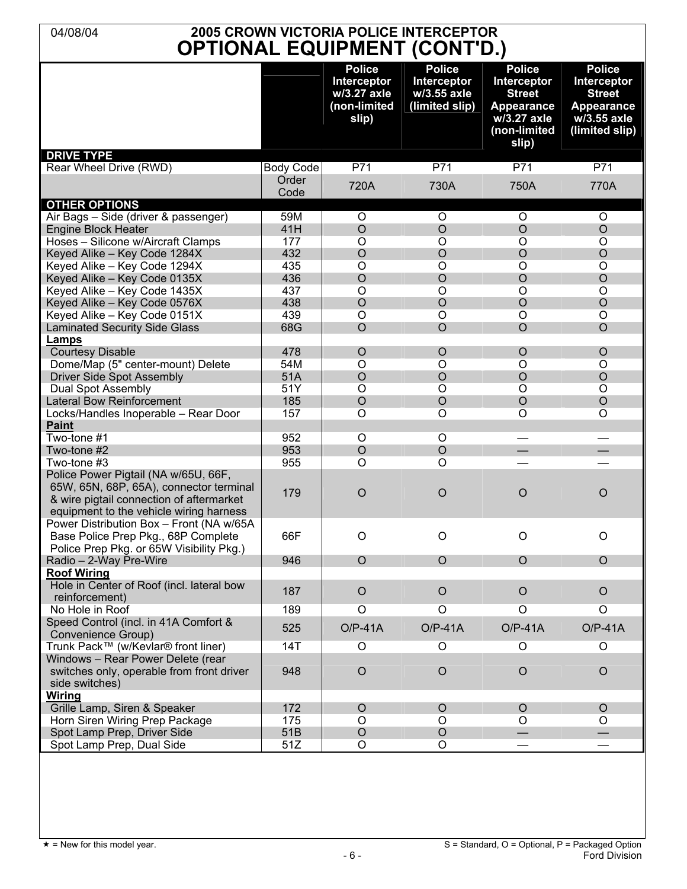# 2005 CROWN VICTORIA POLICE INTERCEPTOR
## OPTIONAL EQUIPMENT (CONT'D.)

04/08/04

| | | Police Interceptor w/3.27 axle (non-limited slip) | Police Interceptor w/3.55 axle (limited slip) | Police Interceptor Street Appearance w/3.27 axle (non-limited slip) | Police Interceptor Street Appearance w/3.55 axle (limited slip) |
|---|---|---|---|---|---|
| **DRIVE TYPE** | | | | | |
| Rear Wheel Drive (RWD) | Body Code | P71 | P71 | P71 | P71 |
| | Order Code | 720A | 730A | 750A | 770A |
| **OTHER OPTIONS** | | | | | |
| Air Bags – Side (driver & passenger) | 59M | O | O | O | O |
| Engine Block Heater | 41H | O | O | O | O |
| Hoses – Silicone w/Aircraft Clamps | 177 | O | O | O | O |
| Keyed Alike – Key Code 1284X | 432 | O | O | O | O |
| Keyed Alike – Key Code 1294X | 435 | O | O | O | O |
| Keyed Alike – Key Code 0135X | 436 | O | O | O | O |
| Keyed Alike – Key Code 1435X | 437 | O | O | O | O |
| Keyed Alike – Key Code 0576X | 438 | O | O | O | O |
| Keyed Alike – Key Code 0151X | 439 | O | O | O | O |
| Laminated Security Side Glass | 68G | O | O | O | O |
| **Lamps** | | | | | |
| Courtesy Disable | 478 | O | O | O | O |
| Dome/Map (5" center-mount) Delete | 54M | O | O | O | O |
| Driver Side Spot Assembly | 51A | O | O | O | O |
| Dual Spot Assembly | 51Y | O | O | O | O |
| Lateral Bow Reinforcement | 185 | O | O | O | O |
| Locks/Handles Inoperable – Rear Door | 157 | O | O | O | O |
| **Paint** | | | | | |
| Two-tone #1 | 952 | O | O | — | — |
| Two-tone #2 | 953 | O | O | — | — |
| Two-tone #3 | 955 | O | O | — | — |
| Police Power Pigtail (NA w/65U, 66F, 65W, 65N, 68P, 65A), connector terminal & wire pigtail connection of aftermarket equipment to the vehicle wiring harness | 179 | O | O | O | O |
| Power Distribution Box – Front (NA w/65A Base Police Prep Pkg., 68P Complete Police Prep Pkg. or 65W Visibility Pkg.) | 66F | O | O | O | O |
| Radio – 2-Way Pre-Wire | 946 | O | O | O | O |
| **Roof Wiring** | | | | | |
| Hole in Center of Roof (incl. lateral bow reinforcement) | 187 | O | O | O | O |
| No Hole in Roof | 189 | O | O | O | O |
| Speed Control (incl. in 41A Comfort & Convenience Group) | 525 | O/P-41A | O/P-41A | O/P-41A | O/P-41A |
| Trunk Pack™ (w/Kevlar® front liner) | 14T | O | O | O | O |
| Windows – Rear Power Delete (rear switches only, operable from front driver side switches) | 948 | O | O | O | O |
| **Wiring** | | | | | |
| Grille Lamp, Siren & Speaker | 172 | O | O | O | O |
| Horn Siren Wiring Prep Package | 175 | O | O | O | O |
| Spot Lamp Prep, Driver Side | 51B | O | O | — | — |
| Spot Lamp Prep, Dual Side | 51Z | O | O | — | — |

★ = New for this model year.

S = Standard, O = Optional, P = Packaged Option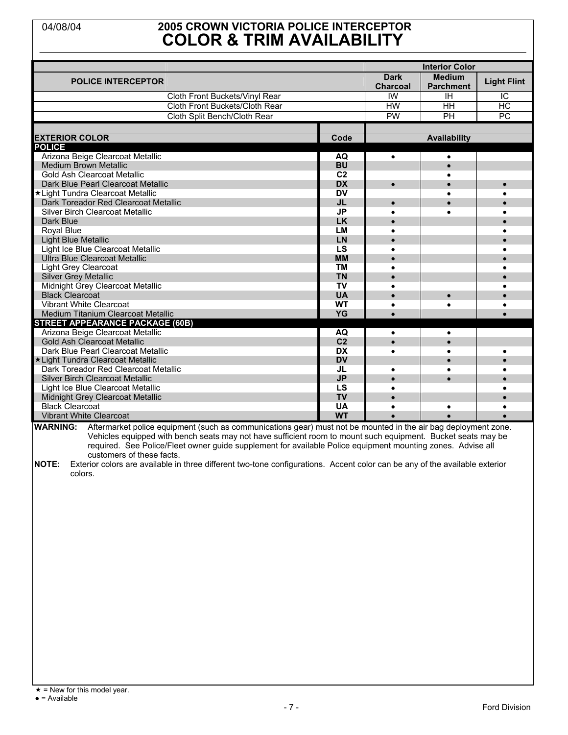04/08/04

# 2005 CROWN VICTORIA POLICE INTERCEPTOR
# COLOR & TRIM AVAILABILITY

| POLICE INTERCEPTOR | | Interior Color | | |
|---|---|---|---|---|
| | | Dark Charcoal | Medium Parchment | Light Flint |
| Cloth Front Buckets/Vinyl Rear | | IW | IH | IC |
| Cloth Front Buckets/Cloth Rear | | HW | HH | HC |
| Cloth Split Bench/Cloth Rear | | PW | PH | PC |
| **EXTERIOR COLOR** | **Code** | **Availability** | | |
| **POLICE** | | | | |
| Arizona Beige Clearcoat Metallic | AQ | ● | ● | |
| Medium Brown Metallic | BU | | ● | |
| Gold Ash Clearcoat Metallic | C2 | | ● | |
| Dark Blue Pearl Clearcoat Metallic | DX | ● | ● | ● |
| ★Light Tundra Clearcoat Metallic | DV | | ● | ● |
| Dark Toreador Red Clearcoat Metallic | JL | ● | ● | ● |
| Silver Birch Clearcoat Metallic | JP | ● | ● | ● |
| Dark Blue | LK | ● | | ● |
| Royal Blue | LM | ● | | ● |
| Light Blue Metallic | LN | ● | | ● |
| Light Ice Blue Clearcoat Metallic | LS | ● | | ● |
| Ultra Blue Clearcoat Metallic | MM | ● | | ● |
| Light Grey Clearcoat | TM | ● | | ● |
| Silver Grey Metallic | TN | ● | | ● |
| Midnight Grey Clearcoat Metallic | TV | ● | | ● |
| Black Clearcoat | UA | ● | ● | ● |
| Vibrant White Clearcoat | WT | ● | ● | ● |
| Medium Titanium Clearcoat Metallic | YG | ● | | ● |
| **STREET APPEARANCE PACKAGE (60B)** | | | | |
| Arizona Beige Clearcoat Metallic | AQ | ● | ● | |
| Gold Ash Clearcoat Metallic | C2 | ● | ● | |
| Dark Blue Pearl Clearcoat Metallic | DX | ● | ● | ● |
| ★Light Tundra Clearcoat Metallic | DV | | ● | ● |
| Dark Toreador Red Clearcoat Metallic | JL | ● | ● | ● |
| Silver Birch Clearcoat Metallic | JP | ● | ● | ● |
| Light Ice Blue Clearcoat Metallic | LS | ● | | ● |
| Midnight Grey Clearcoat Metallic | TV | ● | | ● |
| Black Clearcoat | UA | ● | ● | ● |
| Vibrant White Clearcoat | WT | ● | ● | ● |

**WARNING:** Aftermarket police equipment (such as communications gear) must not be mounted in the air bag deployment zone. Vehicles equipped with bench seats may not have sufficient room to mount such equipment. Bucket seats may be required. See Police/Fleet owner guide supplement for available Police equipment mounting zones. Advise all customers of these facts.

**NOTE:** Exterior colors are available in three different two-tone configurations. Accent color can be any of the available exterior colors.

★ = New for this model year.
● = Available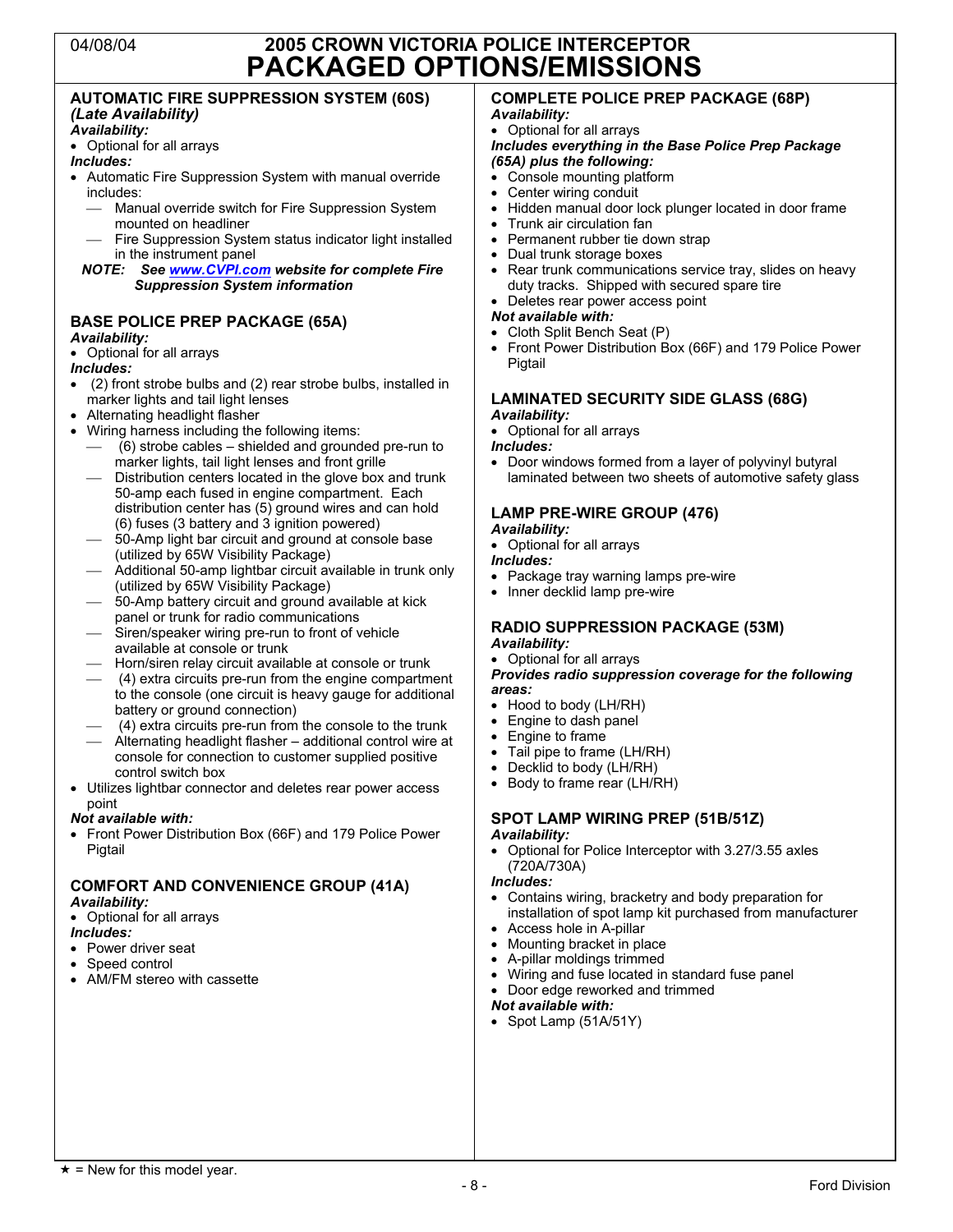# 2005 CROWN VICTORIA POLICE INTERCEPTOR PACKAGED OPTIONS/EMISSIONS

04/08/04

## AUTOMATIC FIRE SUPPRESSION SYSTEM (60S)
***(Late Availability)***

***Availability:***
- Optional for all arrays

***Includes:***
- Automatic Fire Suppression System with manual override includes:
  - Manual override switch for Fire Suppression System mounted on headliner
  - Fire Suppression System status indicator light installed in the instrument panel

***NOTE:*** ***See [www.CVPI.com](http://www.CVPI.com) website for complete Fire Suppression System information***

## BASE POLICE PREP PACKAGE (65A)

***Availability:***
- Optional for all arrays

***Includes:***
- (2) front strobe bulbs and (2) rear strobe bulbs, installed in marker lights and tail light lenses
- Alternating headlight flasher
- Wiring harness including the following items:
  - (6) strobe cables – shielded and grounded pre-run to marker lights, tail light lenses and front grille
  - Distribution centers located in the glove box and trunk 50-amp each fused in engine compartment. Each distribution center has (5) ground wires and can hold (6) fuses (3 battery and 3 ignition powered)
  - 50-Amp light bar circuit and ground at console base (utilized by 65W Visibility Package)
  - Additional 50-amp lightbar circuit available in trunk only (utilized by 65W Visibility Package)
  - 50-Amp battery circuit and ground available at kick panel or trunk for radio communications
  - Siren/speaker wiring pre-run to front of vehicle available at console or trunk
  - Horn/siren relay circuit available at console or trunk
  - (4) extra circuits pre-run from the engine compartment to the console (one circuit is heavy gauge for additional battery or ground connection)
  - (4) extra circuits pre-run from the console to the trunk
  - Alternating headlight flasher – additional control wire at console for connection to customer supplied positive control switch box
- Utilizes lightbar connector and deletes rear power access point

***Not available with:***
- Front Power Distribution Box (66F) and 179 Police Power Pigtail

## COMFORT AND CONVENIENCE GROUP (41A)

***Availability:***
- Optional for all arrays

***Includes:***
- Power driver seat
- Speed control
- AM/FM stereo with cassette

## COMPLETE POLICE PREP PACKAGE (68P)

***Availability:***
- Optional for all arrays

***Includes everything in the Base Police Prep Package (65A) plus the following:***
- Console mounting platform
- Center wiring conduit
- Hidden manual door lock plunger located in door frame
- Trunk air circulation fan
- Permanent rubber tie down strap
- Dual trunk storage boxes
- Rear trunk communications service tray, slides on heavy duty tracks. Shipped with secured spare tire
- Deletes rear power access point

***Not available with:***
- Cloth Split Bench Seat (P)
- Front Power Distribution Box (66F) and 179 Police Power Pigtail

## LAMINATED SECURITY SIDE GLASS (68G)

***Availability:***
- Optional for all arrays

***Includes:***
- Door windows formed from a layer of polyvinyl butyral laminated between two sheets of automotive safety glass

## LAMP PRE-WIRE GROUP (476)

***Availability:***
- Optional for all arrays

***Includes:***
- Package tray warning lamps pre-wire
- Inner decklid lamp pre-wire

## RADIO SUPPRESSION PACKAGE (53M)

***Availability:***
- Optional for all arrays

***Provides radio suppression coverage for the following areas:***
- Hood to body (LH/RH)
- Engine to dash panel
- Engine to frame
- Tail pipe to frame (LH/RH)
- Decklid to body (LH/RH)
- Body to frame rear (LH/RH)

## SPOT LAMP WIRING PREP (51B/51Z)

***Availability:***
- Optional for Police Interceptor with 3.27/3.55 axles (720A/730A)

***Includes:***
- Contains wiring, bracketry and body preparation for installation of spot lamp kit purchased from manufacturer
- Access hole in A-pillar
- Mounting bracket in place
- A-pillar moldings trimmed
- Wiring and fuse located in standard fuse panel
- Door edge reworked and trimmed

***Not available with:***
- Spot Lamp (51A/51Y)

★ = New for this model year.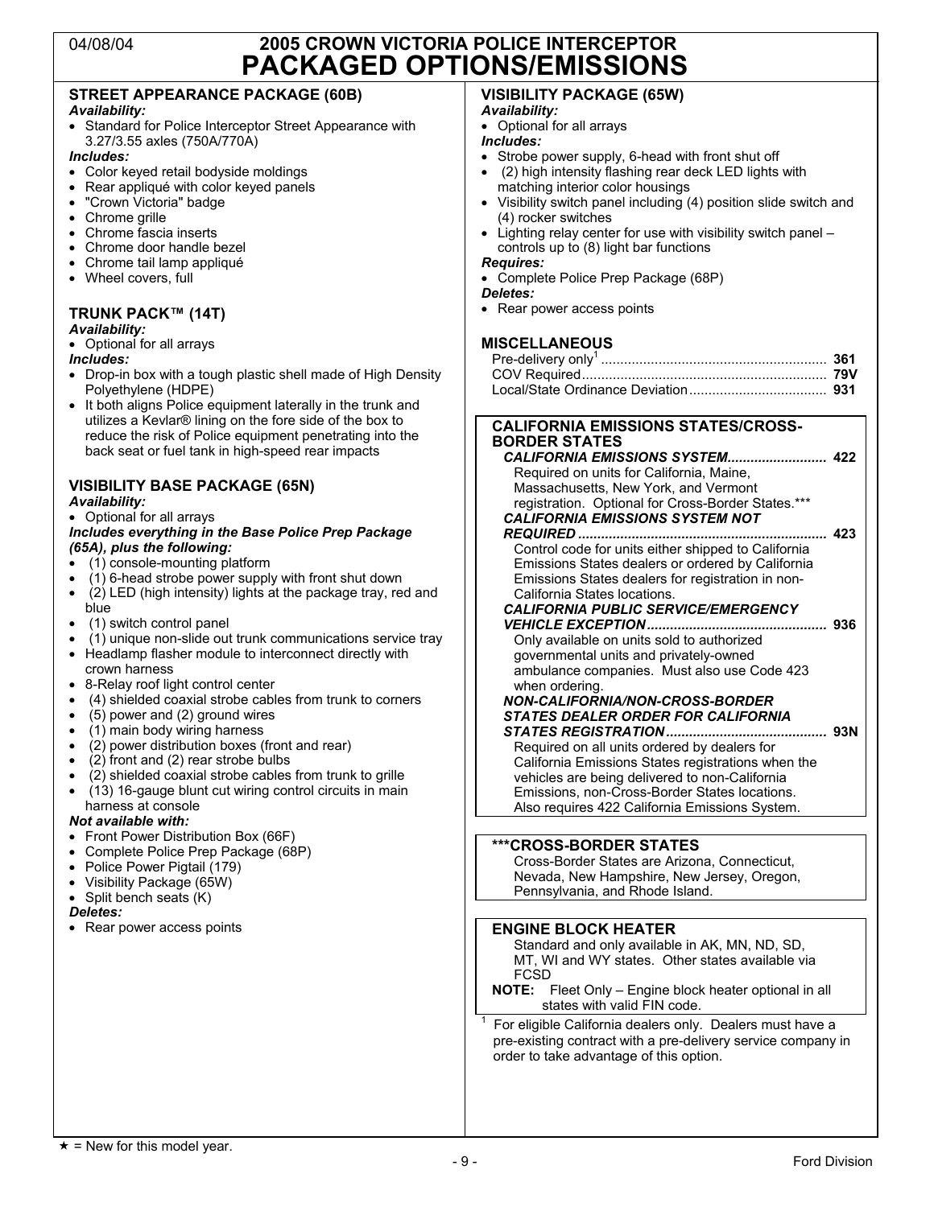04/08/04

# 2005 CROWN VICTORIA POLICE INTERCEPTOR
# PACKAGED OPTIONS/EMISSIONS

## STREET APPEARANCE PACKAGE (60B)

***Availability:***

- Standard for Police Interceptor Street Appearance with 3.27/3.55 axles (750A/770A)

***Includes:***

- Color keyed retail bodyside moldings
- Rear appliqué with color keyed panels
- "Crown Victoria" badge
- Chrome grille
- Chrome fascia inserts
- Chrome door handle bezel
- Chrome tail lamp appliqué
- Wheel covers, full

## TRUNK PACK™ (14T)

***Availability:***

- Optional for all arrays

***Includes:***

- Drop-in box with a tough plastic shell made of High Density Polyethylene (HDPE)
- It both aligns Police equipment laterally in the trunk and utilizes a Kevlar® lining on the fore side of the box to reduce the risk of Police equipment penetrating into the back seat or fuel tank in high-speed rear impacts

## VISIBILITY BASE PACKAGE (65N)

***Availability:***

- Optional for all arrays

***Includes everything in the Base Police Prep Package (65A), plus the following:***

- (1) console-mounting platform
- (1) 6-head strobe power supply with front shut down
- (2) LED (high intensity) lights at the package tray, red and blue
- (1) switch control panel
- (1) unique non-slide out trunk communications service tray
- Headlamp flasher module to interconnect directly with crown harness
- 8-Relay roof light control center
- (4) shielded coaxial strobe cables from trunk to corners
- (5) power and (2) ground wires
- (1) main body wiring harness
- (2) power distribution boxes (front and rear)
- (2) front and (2) rear strobe bulbs
- (2) shielded coaxial strobe cables from trunk to grille
- (13) 16-gauge blunt cut wiring control circuits in main harness at console

***Not available with:***

- Front Power Distribution Box (66F)
- Complete Police Prep Package (68P)
- Police Power Pigtail (179)
- Visibility Package (65W)
- Split bench seats (K)

***Deletes:***

- Rear power access points

## VISIBILITY PACKAGE (65W)

***Availability:***

- Optional for all arrays

***Includes:***

- Strobe power supply, 6-head with front shut off
- (2) high intensity flashing rear deck LED lights with matching interior color housings
- Visibility switch panel including (4) position slide switch and (4) rocker switches
- Lighting relay center for use with visibility switch panel – controls up to (8) light bar functions

***Requires:***

- Complete Police Prep Package (68P)

***Deletes:***

- Rear power access points

## MISCELLANEOUS

| | |
|---|---|
| Pre-delivery only[1] | **361** |
| COV Required | **79V** |
| Local/State Ordinance Deviation | **931** |

## CALIFORNIA EMISSIONS STATES/CROSS-BORDER STATES

***CALIFORNIA EMISSIONS SYSTEM*** .......................... **422**

Required on units for California, Maine, Massachusetts, New York, and Vermont registration. Optional for Cross-Border States.***

***CALIFORNIA EMISSIONS SYSTEM NOT REQUIRED*** .......................... **423**

Control code for units either shipped to California Emissions States dealers or ordered by California Emissions States dealers for registration in non-California States locations.

***CALIFORNIA PUBLIC SERVICE/EMERGENCY VEHICLE EXCEPTION*** .......................... **936**

Only available on units sold to authorized governmental units and privately-owned ambulance companies. Must also use Code 423 when ordering.

***NON-CALIFORNIA/NON-CROSS-BORDER STATES DEALER ORDER FOR CALIFORNIA STATES REGISTRATION*** .......................... **93N**

Required on all units ordered by dealers for California Emissions States registrations when the vehicles are being delivered to non-California Emissions, non-Cross-Border States locations. Also requires 422 California Emissions System.

## ***CROSS-BORDER STATES

Cross-Border States are Arizona, Connecticut, Nevada, New Hampshire, New Jersey, Oregon, Pennsylvania, and Rhode Island.

## ENGINE BLOCK HEATER

Standard and only available in AK, MN, ND, SD, MT, WI and WY states. Other states available via FCSD

**NOTE:** Fleet Only – Engine block heater optional in all states with valid FIN code.

[1] For eligible California dealers only. Dealers must have a pre-existing contract with a pre-delivery service company in order to take advantage of this option.

★ = New for this model year.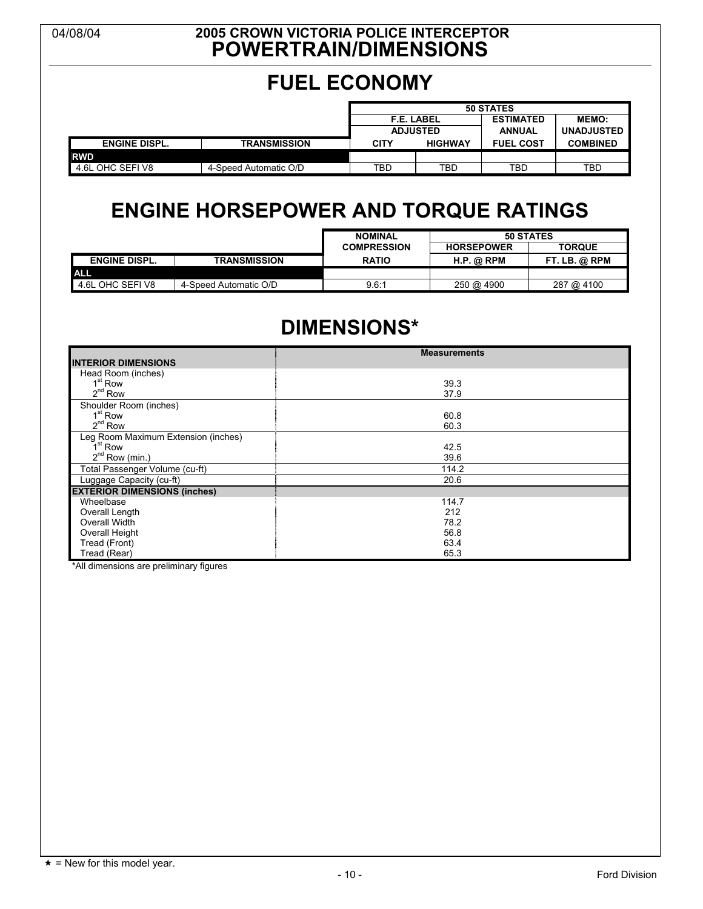# 2005 CROWN VICTORIA POLICE INTERCEPTOR
# POWERTRAIN/DIMENSIONS

## FUEL ECONOMY

| | | 50 STATES | | | |
|---|---|---|---|---|---|
| | | F.E. LABEL ADJUSTED | | ESTIMATED ANNUAL | MEMO: UNADJUSTED |
| ENGINE DISPL. | TRANSMISSION | CITY | HIGHWAY | FUEL COST | COMBINED |
| **RWD** | | | | | |
| 4.6L OHC SEFI V8 | 4-Speed Automatic O/D | TBD | TBD | TBD | TBD |

## ENGINE HORSEPOWER AND TORQUE RATINGS

| | | NOMINAL COMPRESSION | 50 STATES | |
|---|---|---|---|---|
| | | | HORSEPOWER | TORQUE |
| ENGINE DISPL. | TRANSMISSION | RATIO | H.P. @ RPM | FT. LB. @ RPM |
| **ALL** | | | | |
| 4.6L OHC SEFI V8 | 4-Speed Automatic O/D | 9.6:1 | 250 @ 4900 | 287 @ 4100 |

## DIMENSIONS*

| INTERIOR DIMENSIONS | Measurements |
|---|---|
| Head Room (inches) | |
| 1st Row | 39.3 |
| 2nd Row | 37.9 |
| Shoulder Room (inches) | |
| 1st Row | 60.8 |
| 2nd Row | 60.3 |
| Leg Room Maximum Extension (inches) | |
| 1st Row | 42.5 |
| 2nd Row (min.) | 39.6 |
| Total Passenger Volume (cu-ft) | 114.2 |
| Luggage Capacity (cu-ft) | 20.6 |
| **EXTERIOR DIMENSIONS (inches)** | |
| Wheelbase | 114.7 |
| Overall Length | 212 |
| Overall Width | 78.2 |
| Overall Height | 56.8 |
| Tread (Front) | 63.4 |
| Tread (Rear) | 65.3 |

*All dimensions are preliminary figures

★ = New for this model year.